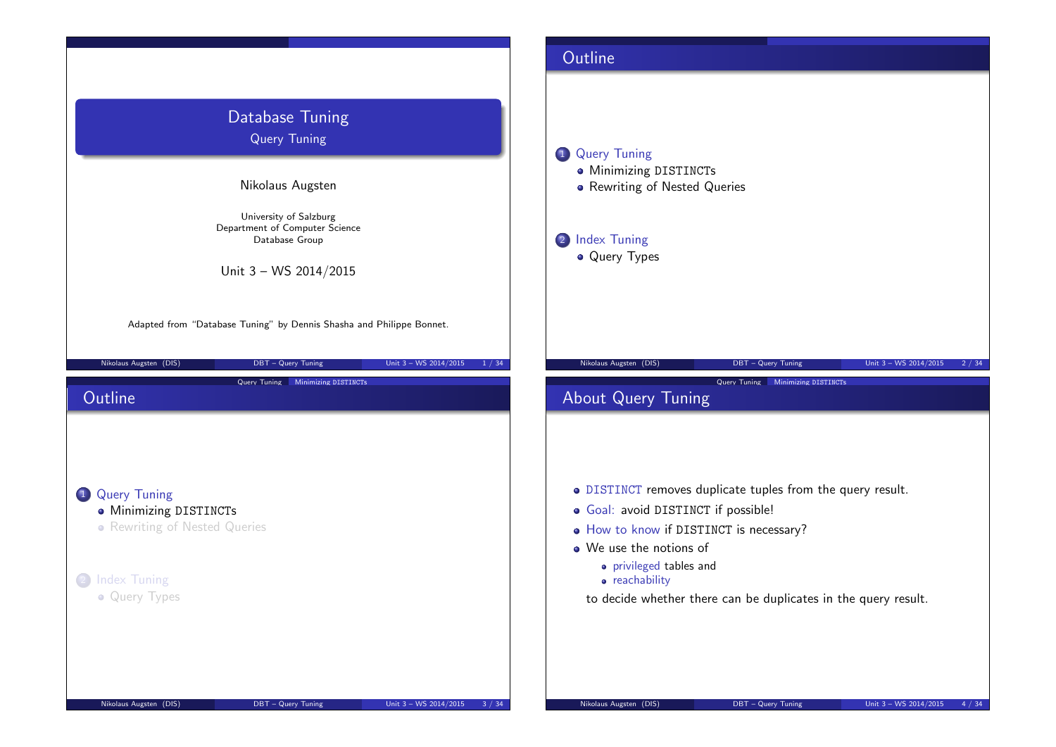# Database Tuning

## Query Tuning

Nikolaus Augsten

University of Salzburg
Department of Computer Science
Database Group

Unit 3 – WS 2014/2015

Adapted from "Database Tuning" by Dennis Shasha and Philippe Bonnet.

## Outline

1. Query Tuning
   - Minimizing DISTINCTs
   - Rewriting of Nested Queries
2. Index Tuning
   - Query Types

## Outline

1. Query Tuning
   - Minimizing DISTINCTs
   - Rewriting of Nested Queries
2. Index Tuning
   - Query Types

## About Query Tuning

- DISTINCT removes duplicate tuples from the query result.
- Goal: avoid DISTINCT if possible!
- How to know if DISTINCT is necessary?
- We use the notions of
  - privileged tables and
  - reachability

  to decide whether there can be duplicates in the query result.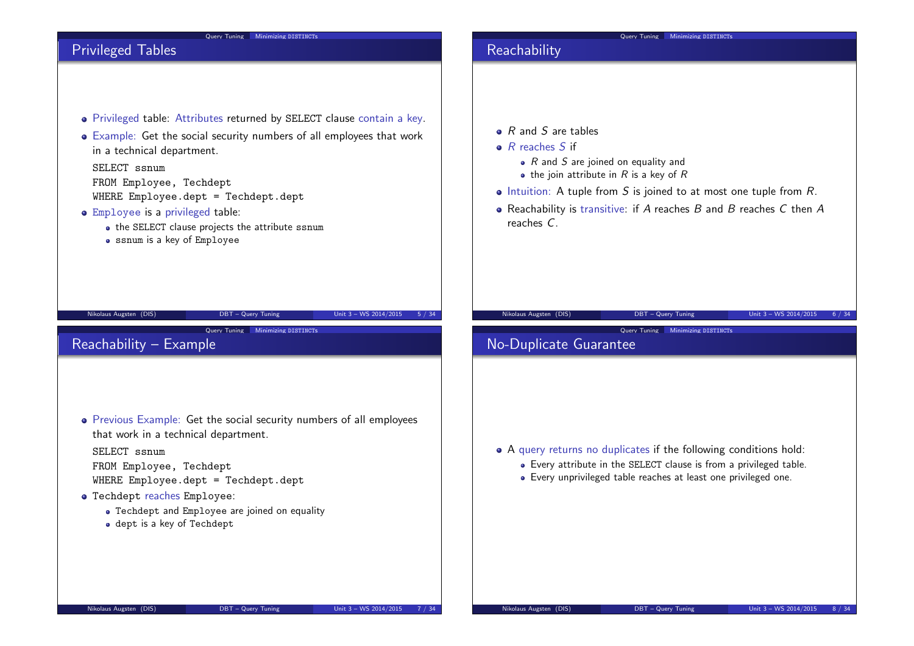## Privileged Tables

- Privileged table: Attributes returned by SELECT clause contain a key.
- Example: Get the social security numbers of all employees that work in a technical department.

```
SELECT ssnum
FROM Employee, Techdept
WHERE Employee.dept = Techdept.dept
```

- Employee is a privileged table:
  - the SELECT clause projects the attribute ssnum
  - ssnum is a key of Employee

## Reachability

- $R$ and $S$ are tables
- $R$ reaches $S$ if
  - $R$ and $S$ are joined on equality and
  - the join attribute in $R$ is a key of $R$
- Intuition: A tuple from $S$ is joined to at most one tuple from $R$.
- Reachability is transitive: if $A$ reaches $B$ and $B$ reaches $C$ then $A$ reaches $C$.

## Reachability – Example

- Previous Example: Get the social security numbers of all employees that work in a technical department.

```
SELECT ssnum
FROM Employee, Techdept
WHERE Employee.dept = Techdept.dept
```

- Techdept reaches Employee:
  - Techdept and Employee are joined on equality
  - dept is a key of Techdept

## No-Duplicate Guarantee

- A query returns no duplicates if the following conditions hold:
  - Every attribute in the SELECT clause is from a privileged table.
  - Every unprivileged table reaches at least one privileged one.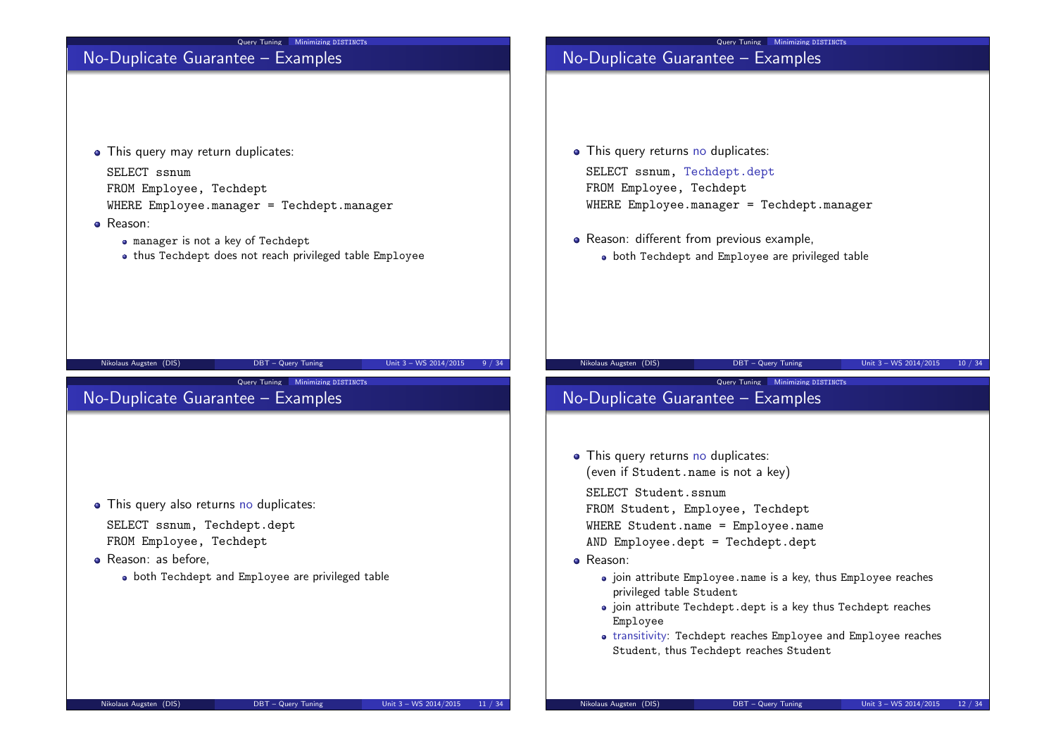## No-Duplicate Guarantee – Examples

- This query may return duplicates:

```
SELECT ssnum
FROM Employee, Techdept
WHERE Employee.manager = Techdept.manager
```

- Reason:
  - manager is not a key of Techdept
  - thus Techdept does not reach privileged table Employee

## No-Duplicate Guarantee – Examples

- This query returns no duplicates:

```
SELECT ssnum, Techdept.dept
FROM Employee, Techdept
WHERE Employee.manager = Techdept.manager
```

- Reason: different from previous example,
  - both Techdept and Employee are privileged table

## No-Duplicate Guarantee – Examples

- This query also returns no duplicates:

```
SELECT ssnum, Techdept.dept
FROM Employee, Techdept
```

- Reason: as before,
  - both Techdept and Employee are privileged table

## No-Duplicate Guarantee – Examples

- This query returns no duplicates:
  (even if Student.name is not a key)

```
SELECT Student.ssnum
FROM Student, Employee, Techdept
WHERE Student.name = Employee.name
AND Employee.dept = Techdept.dept
```

- Reason:
  - join attribute Employee.name is a key, thus Employee reaches privileged table Student
  - join attribute Techdept.dept is a key thus Techdept reaches Employee
  - transitivity: Techdept reaches Employee and Employee reaches Student, thus Techdept reaches Student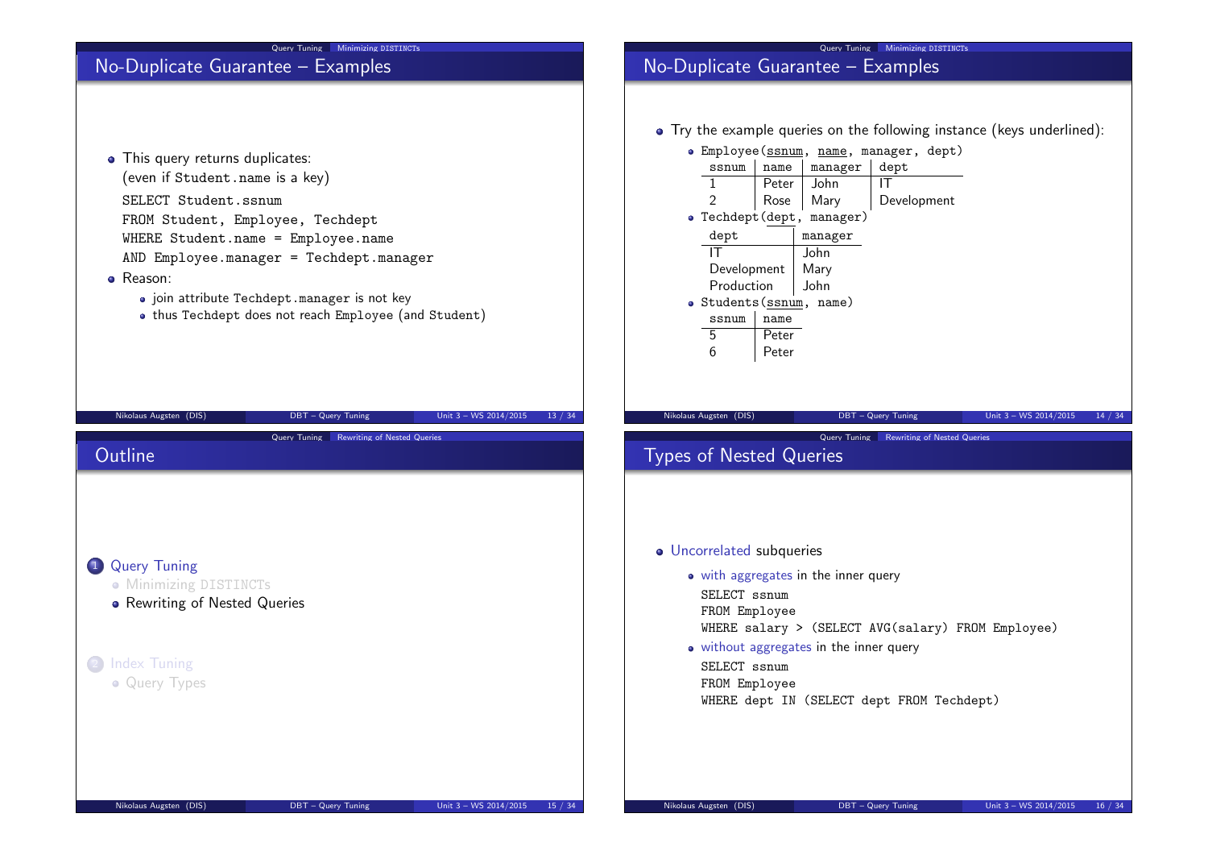## No-Duplicate Guarantee – Examples

- This query returns duplicates:
  (even if `Student.name` is a key)

```
SELECT Student.ssnum
FROM Student, Employee, Techdept
WHERE Student.name = Employee.name
AND Employee.manager = Techdept.manager
```

- Reason:
  - join attribute `Techdept.manager` is not key
  - thus `Techdept` does not reach `Employee` (and `Student`)

## No-Duplicate Guarantee – Examples

- Try the example queries on the following instance (keys underlined):
  - `Employee(ssnum, name, manager, dept)`

| ssnum | name | manager | dept |
|---|---|---|---|
| 1 | Peter | John | IT |
| 2 | Rose | Mary | Development |

  - `Techdept(dept, manager)`

| dept | manager |
|---|---|
| IT | John |
| Development | Mary |
| Production | John |

  - `Students(ssnum, name)`

| ssnum | name |
|---|---|
| 5 | Peter |
| 6 | Peter |

## Outline

1. Query Tuning
   - Minimizing DISTINCTs
   - Rewriting of Nested Queries
2. Index Tuning
   - Query Types

## Types of Nested Queries

- Uncorrelated subqueries
  - with aggregates in the inner query

```
SELECT ssnum
FROM Employee
WHERE salary > (SELECT AVG(salary) FROM Employee)
```

  - without aggregates in the inner query

```
SELECT ssnum
FROM Employee
WHERE dept IN (SELECT dept FROM Techdept)
```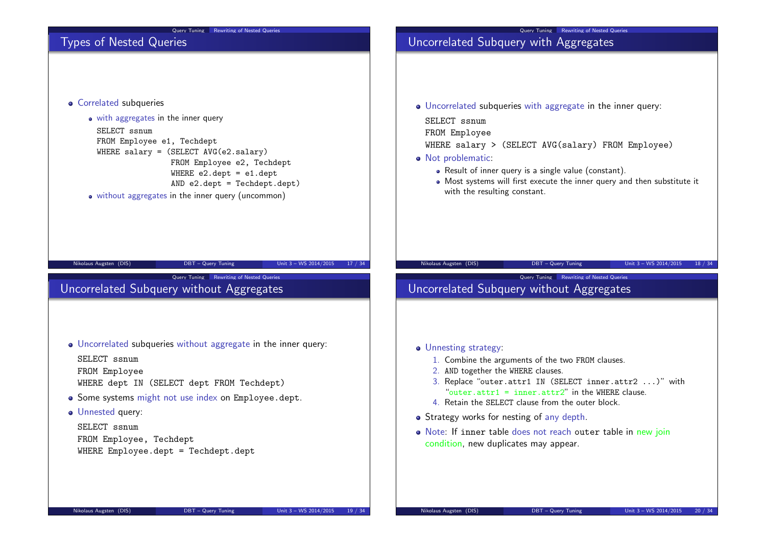## Types of Nested Queries

- Correlated subqueries
  - with aggregates in the inner query

```
SELECT ssnum
FROM Employee e1, Techdept
WHERE salary = (SELECT AVG(e2.salary)
                FROM Employee e2, Techdept
                WHERE e2.dept = e1.dept
                AND e2.dept = Techdept.dept)
```

  - without aggregates in the inner query (uncommon)

## Uncorrelated Subquery with Aggregates

- Uncorrelated subqueries with aggregate in the inner query:

```
SELECT ssnum
FROM Employee
WHERE salary > (SELECT AVG(salary) FROM Employee)
```

- Not problematic:
  - Result of inner query is a single value (constant).
  - Most systems will first execute the inner query and then substitute it with the resulting constant.

## Uncorrelated Subquery without Aggregates

- Uncorrelated subqueries without aggregate in the inner query:

```
SELECT ssnum
FROM Employee
WHERE dept IN (SELECT dept FROM Techdept)
```

- Some systems might not use index on Employee.dept.
- Unnested query:

```
SELECT ssnum
FROM Employee, Techdept
WHERE Employee.dept = Techdept.dept
```

## Uncorrelated Subquery without Aggregates

- Unnesting strategy:
  1. Combine the arguments of the two FROM clauses.
  2. AND together the WHERE clauses.
  3. Replace "outer.attr1 IN (SELECT inner.attr2 ...)" with "outer.attr1 = inner.attr2" in the WHERE clause.
  4. Retain the SELECT clause from the outer block.
- Strategy works for nesting of any depth.
- Note: If inner table does not reach outer table in new join condition, new duplicates may appear.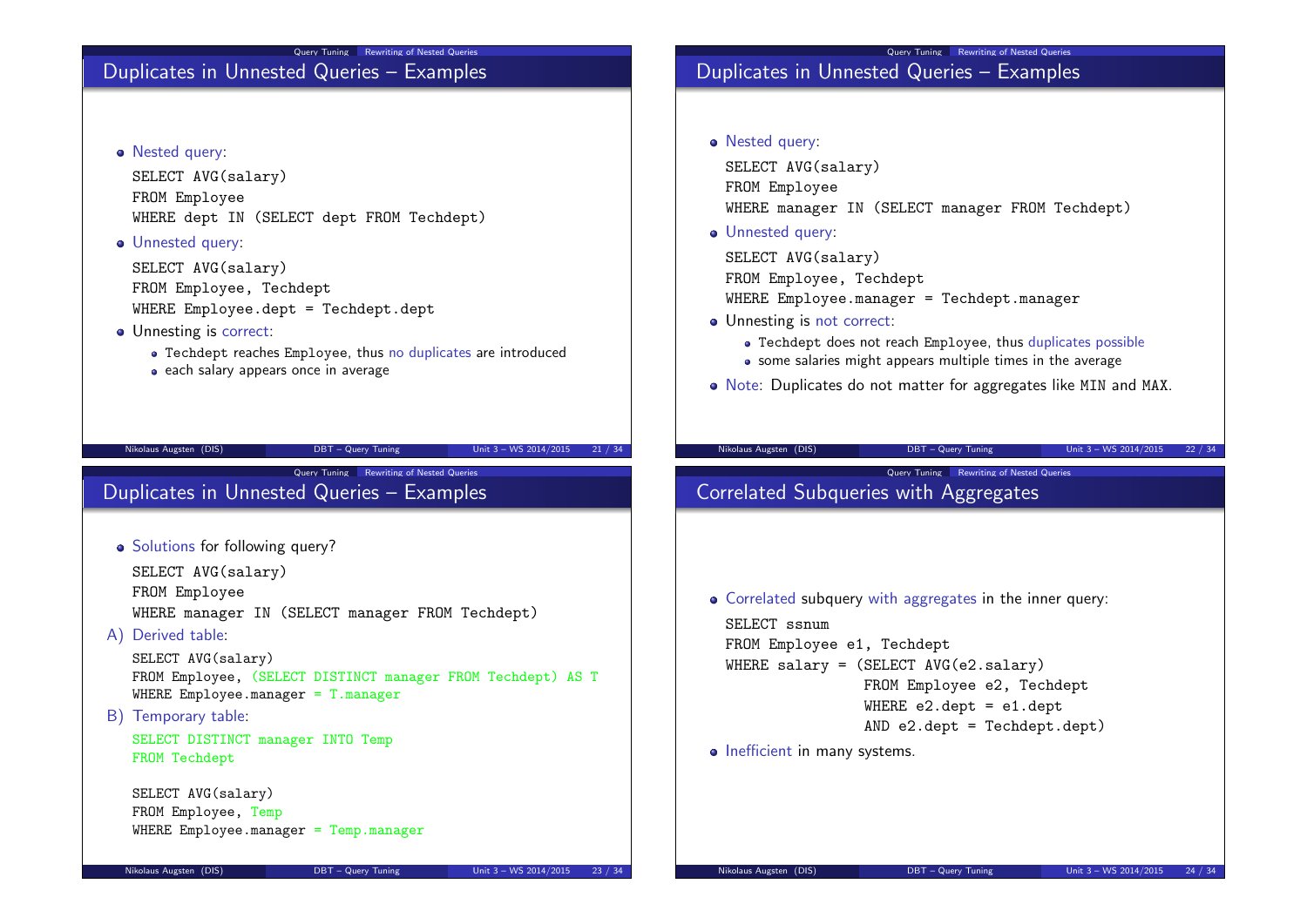## Duplicates in Unnested Queries – Examples

- Nested query:

```
SELECT AVG(salary)
FROM Employee
WHERE dept IN (SELECT dept FROM Techdept)
```

- Unnested query:

```
SELECT AVG(salary)
FROM Employee, Techdept
WHERE Employee.dept = Techdept.dept
```

- Unnesting is correct:
  - Techdept reaches Employee, thus no duplicates are introduced
  - each salary appears once in average

## Duplicates in Unnested Queries – Examples

- Nested query:

```
SELECT AVG(salary)
FROM Employee
WHERE manager IN (SELECT manager FROM Techdept)
```

- Unnested query:

```
SELECT AVG(salary)
FROM Employee, Techdept
WHERE Employee.manager = Techdept.manager
```

- Unnesting is not correct:
  - Techdept does not reach Employee, thus duplicates possible
  - some salaries might appears multiple times in the average
- Note: Duplicates do not matter for aggregates like MIN and MAX.

## Duplicates in Unnested Queries – Examples

- Solutions for following query?

```
SELECT AVG(salary)
FROM Employee
WHERE manager IN (SELECT manager FROM Techdept)
```

A) Derived table:

```
SELECT AVG(salary)
FROM Employee, (SELECT DISTINCT manager FROM Techdept) AS T
WHERE Employee.manager = T.manager
```

B) Temporary table:

```
SELECT DISTINCT manager INTO Temp
FROM Techdept

SELECT AVG(salary)
FROM Employee, Temp
WHERE Employee.manager = Temp.manager
```

## Correlated Subqueries with Aggregates

- Correlated subquery with aggregates in the inner query:

```
SELECT ssnum
FROM Employee e1, Techdept
WHERE salary = (SELECT AVG(e2.salary)
                FROM Employee e2, Techdept
                WHERE e2.dept = e1.dept
                AND e2.dept = Techdept.dept)
```

- Inefficient in many systems.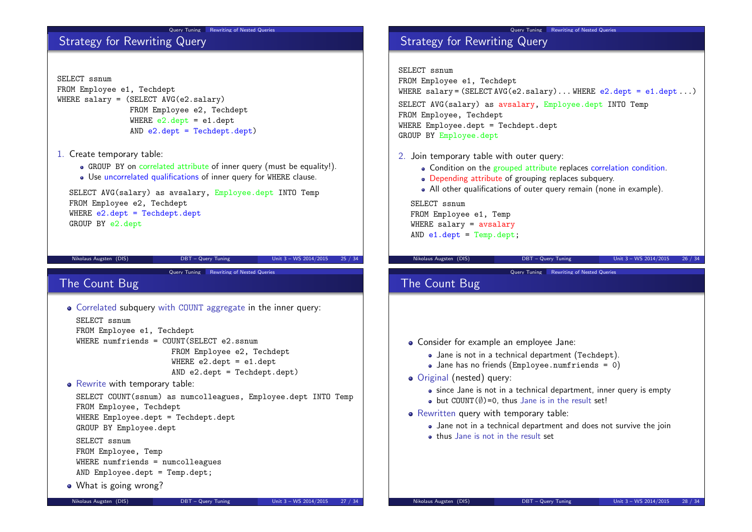## Strategy for Rewriting Query

```
SELECT ssnum
FROM Employee e1, Techdept
WHERE salary = (SELECT AVG(e2.salary)
                FROM Employee e2, Techdept
                WHERE e2.dept = e1.dept
                AND e2.dept = Techdept.dept)
```

1. Create temporary table:
   - GROUP BY on correlated attribute of inner query (must be equality!).
   - Use uncorrelated qualifications of inner query for WHERE clause.

```
SELECT AVG(salary) as avsalary, Employee.dept INTO Temp
FROM Employee e2, Techdept
WHERE e2.dept = Techdept.dept
GROUP BY e2.dept
```

## Strategy for Rewriting Query

```
SELECT ssnum
FROM Employee e1, Techdept
WHERE salary = (SELECT AVG(e2.salary)... WHERE e2.dept = e1.dept ...)
SELECT AVG(salary) as avsalary, Employee.dept INTO Temp
FROM Employee, Techdept
WHERE Employee.dept = Techdept.dept
GROUP BY Employee.dept
```

2. Join temporary table with outer query:
   - Condition on the grouped attribute replaces correlation condition.
   - Depending attribute of grouping replaces subquery.
   - All other qualifications of outer query remain (none in example).

```
SELECT ssnum
FROM Employee e1, Temp
WHERE salary = avsalary
AND e1.dept = Temp.dept;
```

## The Count Bug

- Correlated subquery with COUNT aggregate in the inner query:

```
SELECT ssnum
FROM Employee e1, Techdept
WHERE numfriends = COUNT(SELECT e2.ssnum
                         FROM Employee e2, Techdept
                         WHERE e2.dept = e1.dept
                         AND e2.dept = Techdept.dept)
```

- Rewrite with temporary table:

```
SELECT COUNT(ssnum) as numcolleagues, Employee.dept INTO Temp
FROM Employee, Techdept
WHERE Employee.dept = Techdept.dept
GROUP BY Employee.dept
SELECT ssnum
FROM Employee, Temp
WHERE numfriends = numcolleagues
AND Employee.dept = Temp.dept;
```

- What is going wrong?

## The Count Bug

- Consider for example an employee Jane:
  - Jane is not in a technical department (Techdept).
  - Jane has no friends (Employee.numfriends = 0)
- Original (nested) query:
  - since Jane is not in a technical department, inner query is empty
  - but COUNT(∅)=0, thus Jane is in the result set!
- Rewritten query with temporary table:
  - Jane not in a technical department and does not survive the join
  - thus Jane is not in the result set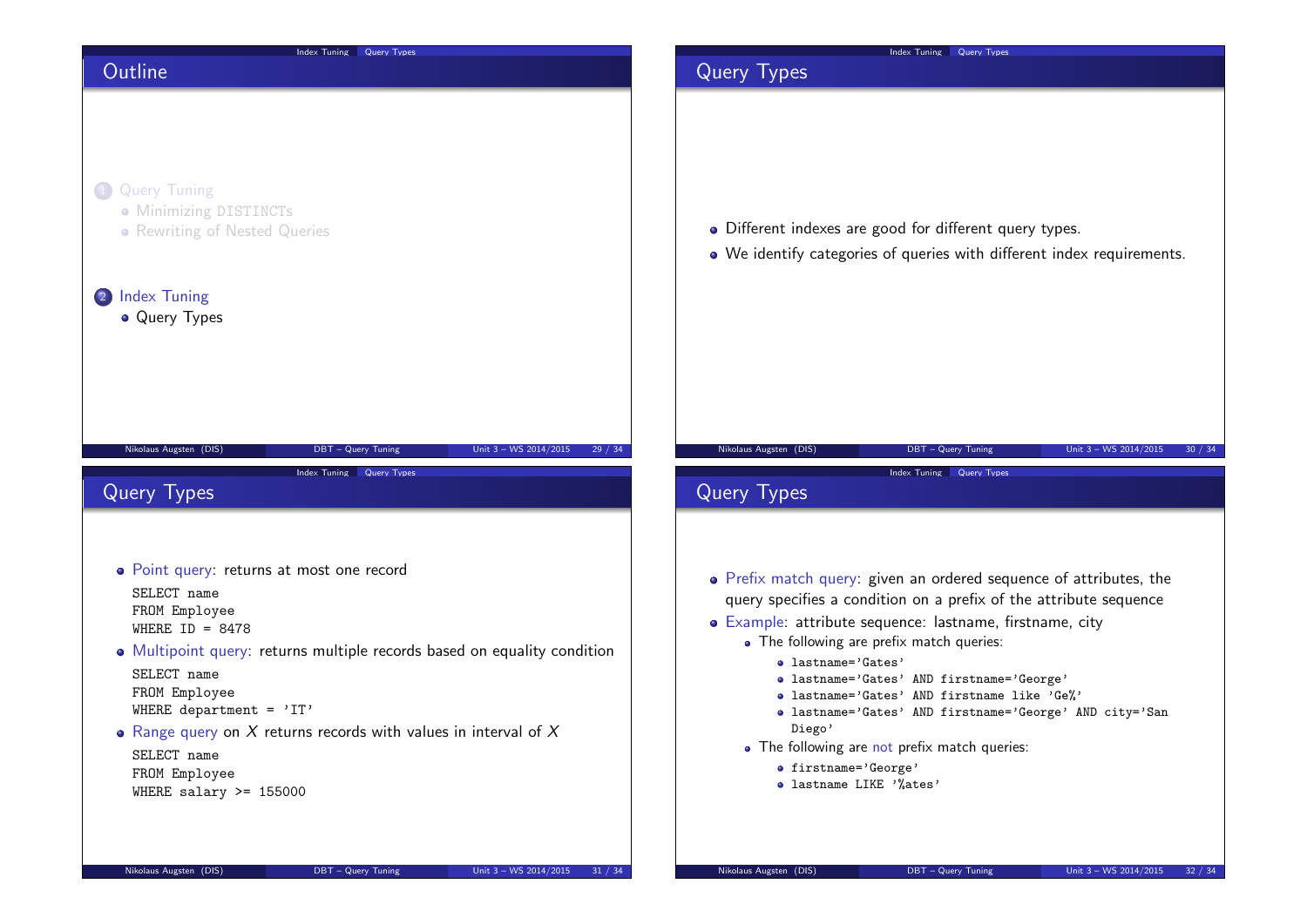## Outline

1. Query Tuning
   - Minimizing DISTINCTs
   - Rewriting of Nested Queries
2. Index Tuning
   - Query Types

## Query Types

- Different indexes are good for different query types.
- We identify categories of queries with different index requirements.

## Query Types

- Point query: returns at most one record

```
SELECT name
FROM Employee
WHERE ID = 8478
```

- Multipoint query: returns multiple records based on equality condition

```
SELECT name
FROM Employee
WHERE department = 'IT'
```

- Range query on $X$ returns records with values in interval of $X$

```
SELECT name
FROM Employee
WHERE salary >= 155000
```

## Query Types

- Prefix match query: given an ordered sequence of attributes, the query specifies a condition on a prefix of the attribute sequence
- Example: attribute sequence: lastname, firstname, city
  - The following are prefix match queries:
    - `lastname='Gates'`
    - `lastname='Gates' AND firstname='George'`
    - `lastname='Gates' AND firstname like 'Ge%'`
    - `lastname='Gates' AND firstname='George' AND city='San Diego'`
  - The following are not prefix match queries:
    - `firstname='George'`
    - `lastname LIKE '%ates'`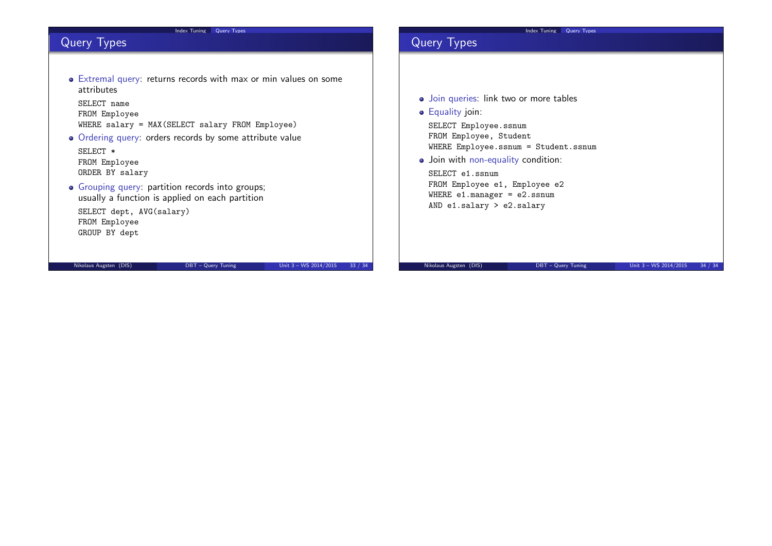## Query Types

- Extremal query: returns records with max or min values on some attributes

```
SELECT name
FROM Employee
WHERE salary = MAX(SELECT salary FROM Employee)
```

- Ordering query: orders records by some attribute value

```
SELECT *
FROM Employee
ORDER BY salary
```

- Grouping query: partition records into groups; usually a function is applied on each partition

```
SELECT dept, AVG(salary)
FROM Employee
GROUP BY dept
```

## Query Types

- Join queries: link two or more tables
- Equality join:

```
SELECT Employee.ssnum
FROM Employee, Student
WHERE Employee.ssnum = Student.ssnum
```

- Join with non-equality condition:

```
SELECT e1.ssnum
FROM Employee e1, Employee e2
WHERE e1.manager = e2.ssnum
AND e1.salary > e2.salary
```